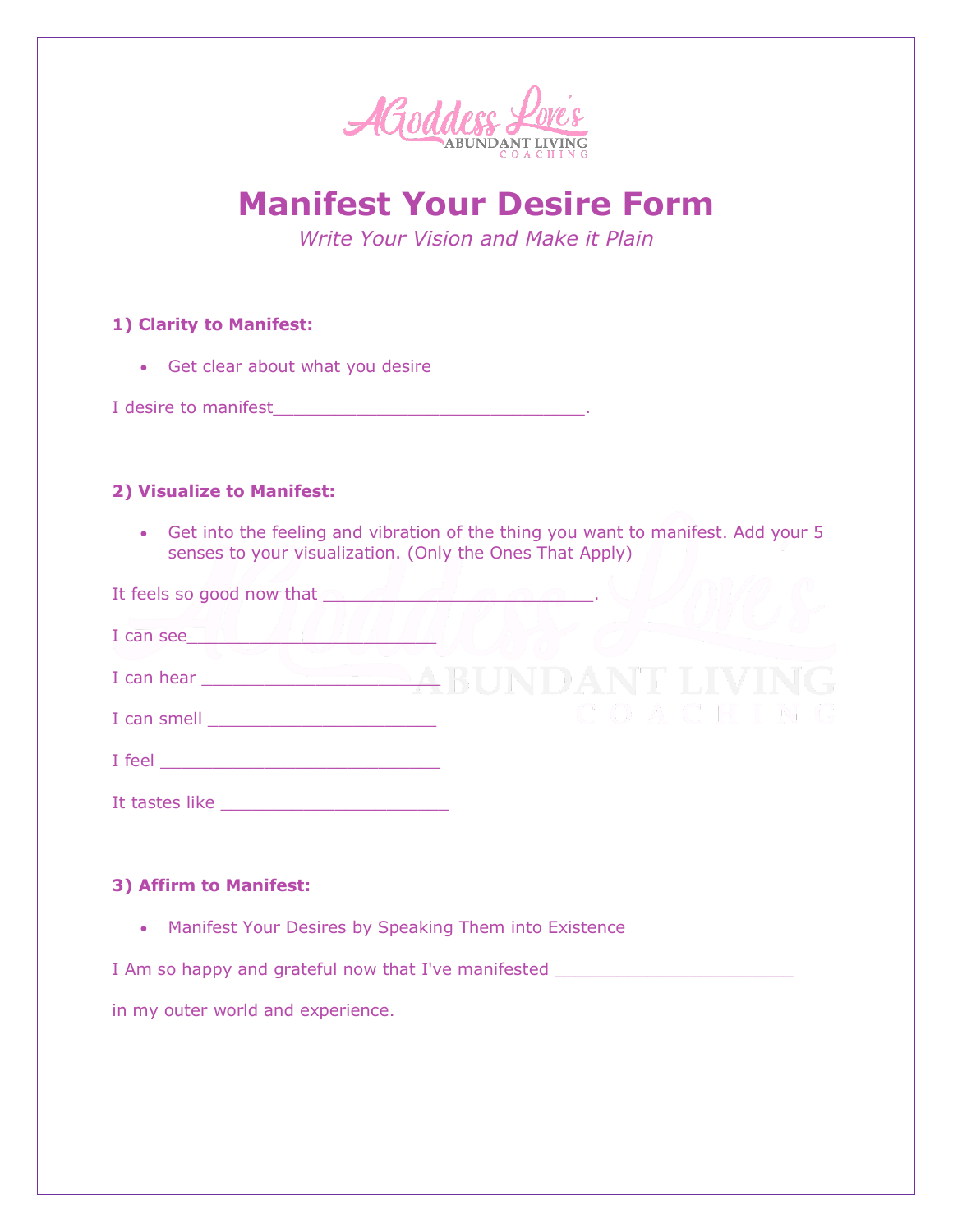AGoddess Love's
ABUNDANT LIVING
COACHING

# Manifest Your Desire Form

*Write Your Vision and Make it Plain*

**1) Clarity to Manifest:**

- Get clear about what you desire

I desire to manifest______________________________.

**2) Visualize to Manifest:**

- Get into the feeling and vibration of the thing you want to manifest. Add your 5 senses to your visualization. (Only the Ones That Apply)

It feels so good now that __________________________.

I can see_______________________

I can hear ______________________

I can smell ______________________

I feel ___________________________

It tastes like ______________________

**3) Affirm to Manifest:**

- Manifest Your Desires by Speaking Them into Existence

I Am so happy and grateful now that I've manifested _______________________

in my outer world and experience.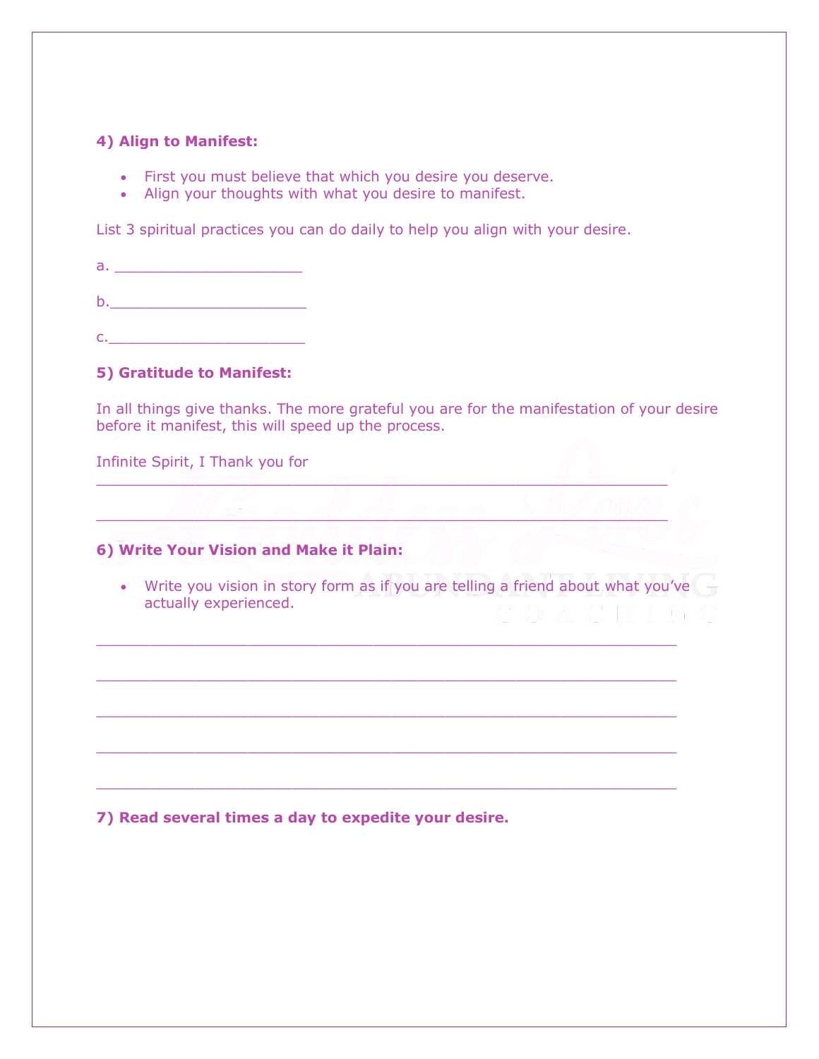**4) Align to Manifest:**

- First you must believe that which you desire you deserve.
- Align your thoughts with what you desire to manifest.

List 3 spiritual practices you can do daily to help you align with your desire.

a. ____________________

b.______________________

c.______________________

**5) Gratitude to Manifest:**

In all things give thanks. The more grateful you are for the manifestation of your desire before it manifest, this will speed up the process.

Infinite Spirit, I Thank you for ______________________________________________________________

______________________________________________________________

**6) Write Your Vision and Make it Plain:**

- Write you vision in story form as if you are telling a friend about what you've actually experienced.

_______________________________________________________________

_______________________________________________________________

_______________________________________________________________

_______________________________________________________________

_______________________________________________________________

**7) Read several times a day to expedite your desire.**